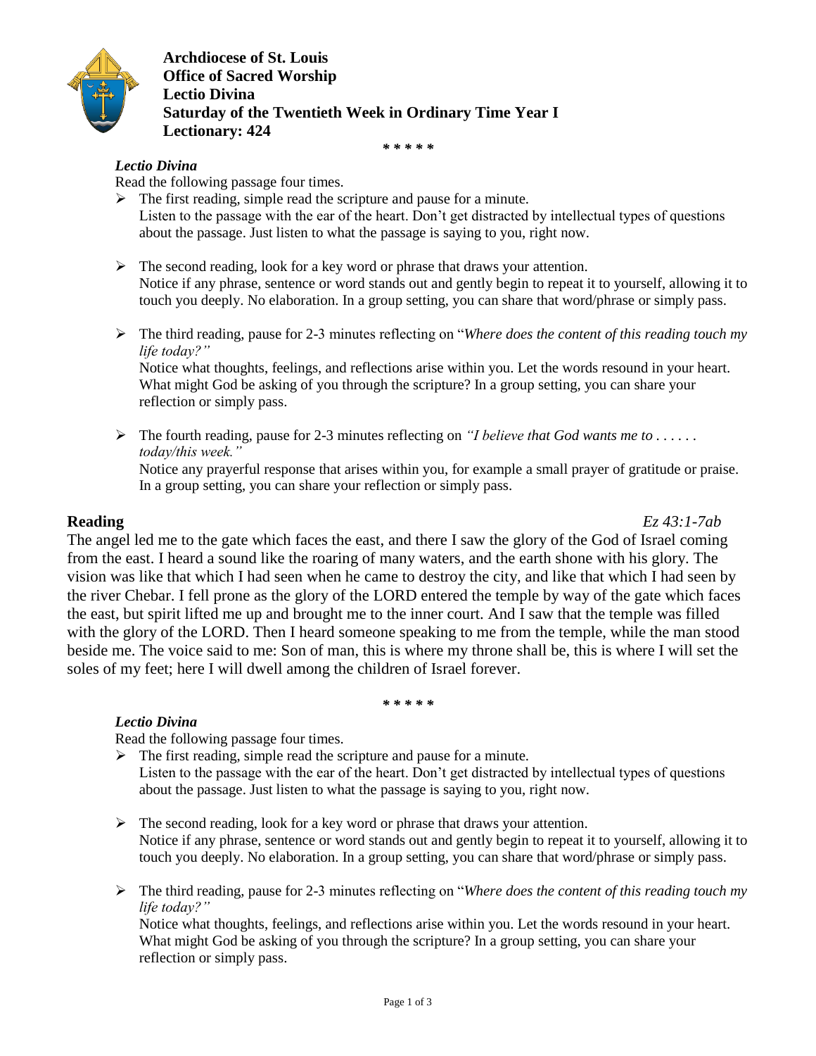**Archdiocese of St. Louis**
**Office of Sacred Worship**
**Lectio Divina**
**Saturday of the Twentieth Week in Ordinary Time Year I**
**Lectionary: 424**

\* \* \* \* \*

*Lectio Divina*

Read the following passage four times.

- The first reading, simple read the scripture and pause for a minute.
  Listen to the passage with the ear of the heart. Don't get distracted by intellectual types of questions about the passage. Just listen to what the passage is saying to you, right now.

- The second reading, look for a key word or phrase that draws your attention.
  Notice if any phrase, sentence or word stands out and gently begin to repeat it to yourself, allowing it to touch you deeply. No elaboration. In a group setting, you can share that word/phrase or simply pass.

- The third reading, pause for 2-3 minutes reflecting on "*Where does the content of this reading touch my life today?"*
  Notice what thoughts, feelings, and reflections arise within you. Let the words resound in your heart. What might God be asking of you through the scripture? In a group setting, you can share your reflection or simply pass.

- The fourth reading, pause for 2-3 minutes reflecting on *"I believe that God wants me to . . . . . . today/this week."*
  Notice any prayerful response that arises within you, for example a small prayer of gratitude or praise. In a group setting, you can share your reflection or simply pass.

**Reading** *Ez 43:1-7ab*

The angel led me to the gate which faces the east, and there I saw the glory of the God of Israel coming from the east. I heard a sound like the roaring of many waters, and the earth shone with his glory. The vision was like that which I had seen when he came to destroy the city, and like that which I had seen by the river Chebar. I fell prone as the glory of the LORD entered the temple by way of the gate which faces the east, but spirit lifted me up and brought me to the inner court. And I saw that the temple was filled with the glory of the LORD. Then I heard someone speaking to me from the temple, while the man stood beside me. The voice said to me: Son of man, this is where my throne shall be, this is where I will set the soles of my feet; here I will dwell among the children of Israel forever.

\* \* \* \* \*

*Lectio Divina*

Read the following passage four times.

- The first reading, simple read the scripture and pause for a minute.
  Listen to the passage with the ear of the heart. Don't get distracted by intellectual types of questions about the passage. Just listen to what the passage is saying to you, right now.

- The second reading, look for a key word or phrase that draws your attention.
  Notice if any phrase, sentence or word stands out and gently begin to repeat it to yourself, allowing it to touch you deeply. No elaboration. In a group setting, you can share that word/phrase or simply pass.

- The third reading, pause for 2-3 minutes reflecting on "*Where does the content of this reading touch my life today?"*
  Notice what thoughts, feelings, and reflections arise within you. Let the words resound in your heart. What might God be asking of you through the scripture? In a group setting, you can share your reflection or simply pass.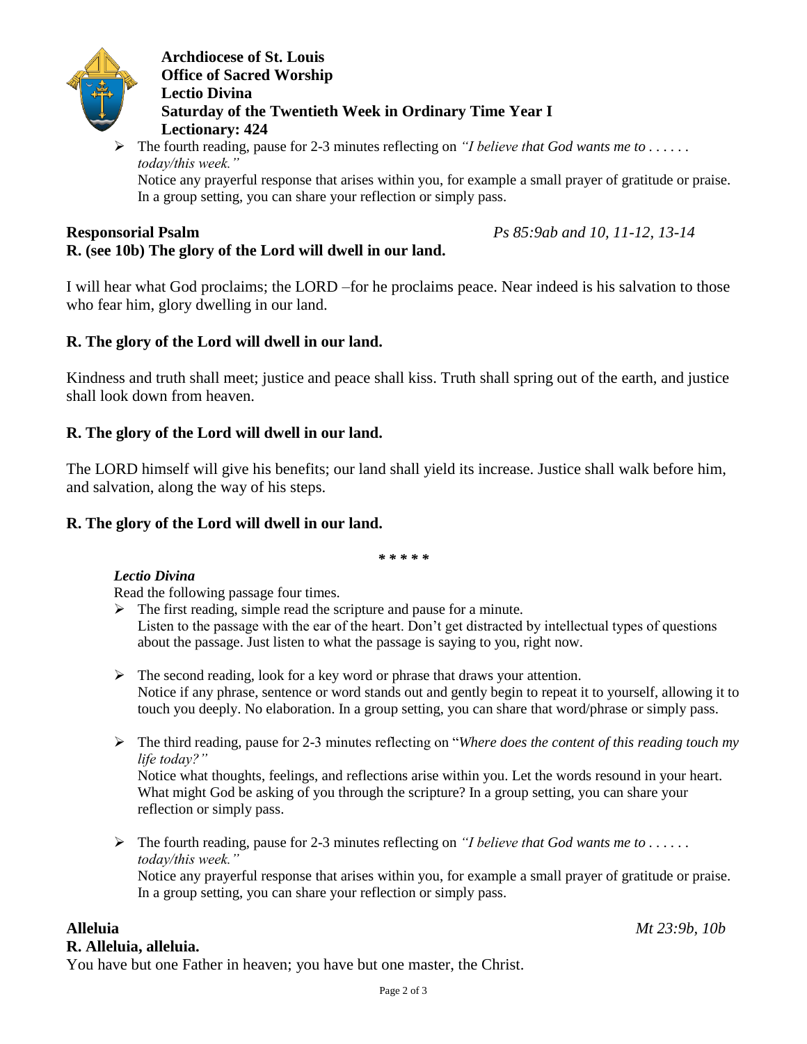**Archdiocese of St. Louis**
**Office of Sacred Worship**
**Lectio Divina**
**Saturday of the Twentieth Week in Ordinary Time Year I**
**Lectionary: 424**

- The fourth reading, pause for 2-3 minutes reflecting on *"I believe that God wants me to . . . . . . today/this week."*
  Notice any prayerful response that arises within you, for example a small prayer of gratitude or praise. In a group setting, you can share your reflection or simply pass.

**Responsorial Psalm** *Ps 85:9ab and 10, 11-12, 13-14*

**R. (see 10b) The glory of the Lord will dwell in our land.**

I will hear what God proclaims; the LORD –for he proclaims peace. Near indeed is his salvation to those who fear him, glory dwelling in our land.

**R. The glory of the Lord will dwell in our land.**

Kindness and truth shall meet; justice and peace shall kiss. Truth shall spring out of the earth, and justice shall look down from heaven.

**R. The glory of the Lord will dwell in our land.**

The LORD himself will give his benefits; our land shall yield its increase. Justice shall walk before him, and salvation, along the way of his steps.

**R. The glory of the Lord will dwell in our land.**

*\* \* \* \* \**

***Lectio Divina***

Read the following passage four times.

- The first reading, simple read the scripture and pause for a minute.
  Listen to the passage with the ear of the heart. Don't get distracted by intellectual types of questions about the passage. Just listen to what the passage is saying to you, right now.
- The second reading, look for a key word or phrase that draws your attention.
  Notice if any phrase, sentence or word stands out and gently begin to repeat it to yourself, allowing it to touch you deeply. No elaboration. In a group setting, you can share that word/phrase or simply pass.
- The third reading, pause for 2-3 minutes reflecting on "*Where does the content of this reading touch my life today?"*
  Notice what thoughts, feelings, and reflections arise within you. Let the words resound in your heart. What might God be asking of you through the scripture? In a group setting, you can share your reflection or simply pass.
- The fourth reading, pause for 2-3 minutes reflecting on *"I believe that God wants me to . . . . . . today/this week."*
  Notice any prayerful response that arises within you, for example a small prayer of gratitude or praise. In a group setting, you can share your reflection or simply pass.

**Alleluia** *Mt 23:9b, 10b*

**R. Alleluia, alleluia.**

You have but one Father in heaven; you have but one master, the Christ.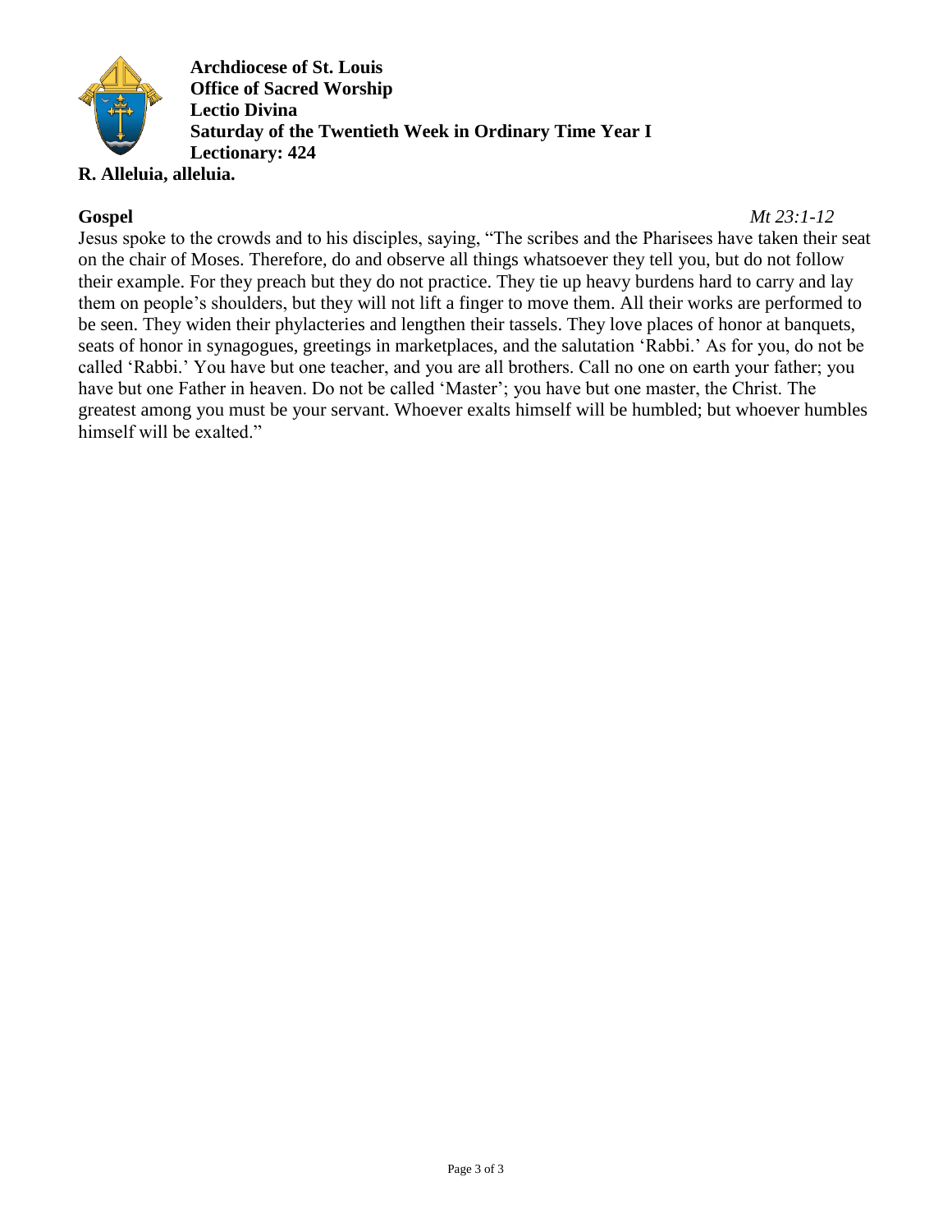**Archdiocese of St. Louis**
**Office of Sacred Worship**
**Lectio Divina**
**Saturday of the Twentieth Week in Ordinary Time Year I**
**Lectionary: 424**

**R. Alleluia, alleluia.**

**Gospel** *Mt 23:1-12*

Jesus spoke to the crowds and to his disciples, saying, "The scribes and the Pharisees have taken their seat on the chair of Moses. Therefore, do and observe all things whatsoever they tell you, but do not follow their example. For they preach but they do not practice. They tie up heavy burdens hard to carry and lay them on people's shoulders, but they will not lift a finger to move them. All their works are performed to be seen. They widen their phylacteries and lengthen their tassels. They love places of honor at banquets, seats of honor in synagogues, greetings in marketplaces, and the salutation 'Rabbi.' As for you, do not be called 'Rabbi.' You have but one teacher, and you are all brothers. Call no one on earth your father; you have but one Father in heaven. Do not be called 'Master'; you have but one master, the Christ. The greatest among you must be your servant. Whoever exalts himself will be humbled; but whoever humbles himself will be exalted."